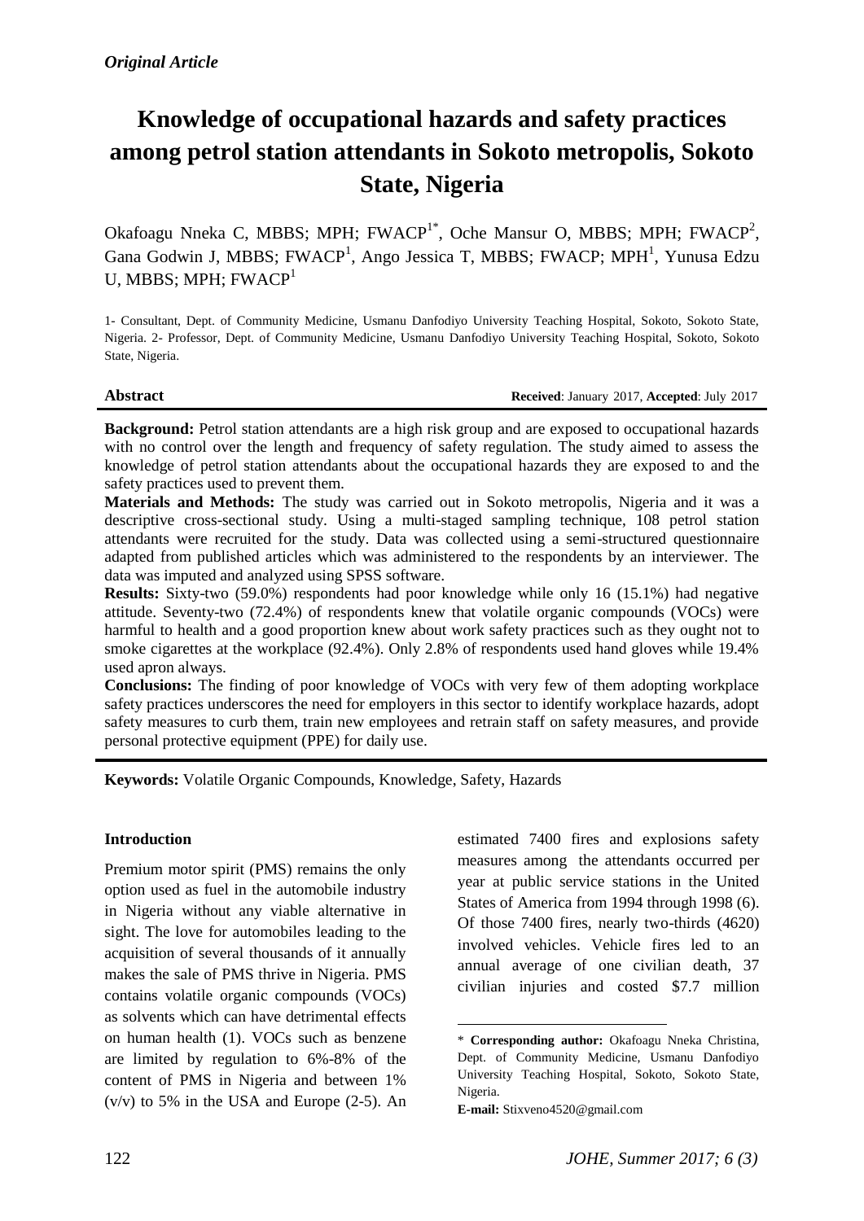*Original Article*

# Knowledge of occupational hazards and safety practices among petrol station attendants in Sokoto metropolis, Sokoto State, Nigeria

Okafoagu Nneka C, MBBS; MPH; FWACP[1*], Oche Mansur O, MBBS; MPH; FWACP[2], Gana Godwin J, MBBS; FWACP[1], Ango Jessica T, MBBS; FWACP; MPH[1], Yunusa Edzu U, MBBS; MPH; FWACP[1]

1- Consultant, Dept. of Community Medicine, Usmanu Danfodiyo University Teaching Hospital, Sokoto, Sokoto State, Nigeria. 2- Professor, Dept. of Community Medicine, Usmanu Danfodiyo University Teaching Hospital, Sokoto, Sokoto State, Nigeria.

**Abstract** **Received**: January 2017, **Accepted**: July 2017

**Background:** Petrol station attendants are a high risk group and are exposed to occupational hazards with no control over the length and frequency of safety regulation. The study aimed to assess the knowledge of petrol station attendants about the occupational hazards they are exposed to and the safety practices used to prevent them.

**Materials and Methods:** The study was carried out in Sokoto metropolis, Nigeria and it was a descriptive cross-sectional study. Using a multi-staged sampling technique, 108 petrol station attendants were recruited for the study. Data was collected using a semi-structured questionnaire adapted from published articles which was administered to the respondents by an interviewer. The data was imputed and analyzed using SPSS software.

**Results:** Sixty-two (59.0%) respondents had poor knowledge while only 16 (15.1%) had negative attitude. Seventy-two (72.4%) of respondents knew that volatile organic compounds (VOCs) were harmful to health and a good proportion knew about work safety practices such as they ought not to smoke cigarettes at the workplace (92.4%). Only 2.8% of respondents used hand gloves while 19.4% used apron always.

**Conclusions:** The finding of poor knowledge of VOCs with very few of them adopting workplace safety practices underscores the need for employers in this sector to identify workplace hazards, adopt safety measures to curb them, train new employees and retrain staff on safety measures, and provide personal protective equipment (PPE) for daily use.

**Keywords:** Volatile Organic Compounds, Knowledge, Safety, Hazards

### Introduction

Premium motor spirit (PMS) remains the only option used as fuel in the automobile industry in Nigeria without any viable alternative in sight. The love for automobiles leading to the acquisition of several thousands of it annually makes the sale of PMS thrive in Nigeria. PMS contains volatile organic compounds (VOCs) as solvents which can have detrimental effects on human health (1). VOCs such as benzene are limited by regulation to 6%-8% of the content of PMS in Nigeria and between 1% (v/v) to 5% in the USA and Europe (2-5). An estimated 7400 fires and explosions safety measures among the attendants occurred per year at public service stations in the United States of America from 1994 through 1998 (6). Of those 7400 fires, nearly two-thirds (4620) involved vehicles. Vehicle fires led to an annual average of one civilian death, 37 civilian injuries and costed $7.7 million

\* **Corresponding author:** Okafoagu Nneka Christina, Dept. of Community Medicine, Usmanu Danfodiyo University Teaching Hospital, Sokoto, Sokoto State, Nigeria.

**E-mail:** Stixveno4520@gmail.com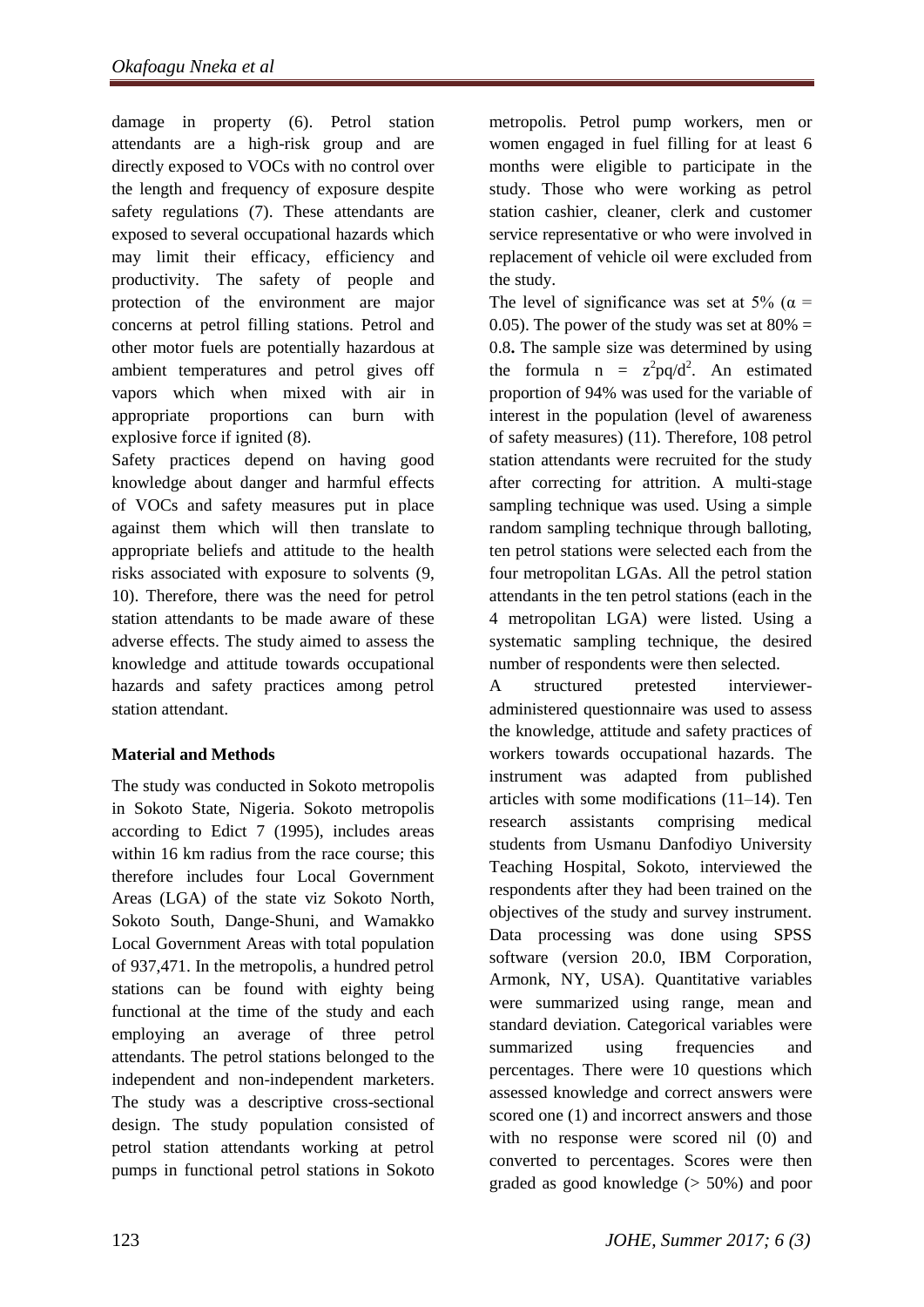damage in property (6). Petrol station attendants are a high-risk group and are directly exposed to VOCs with no control over the length and frequency of exposure despite safety regulations (7). These attendants are exposed to several occupational hazards which may limit their efficacy, efficiency and productivity. The safety of people and protection of the environment are major concerns at petrol filling stations. Petrol and other motor fuels are potentially hazardous at ambient temperatures and petrol gives off vapors which when mixed with air in appropriate proportions can burn with explosive force if ignited (8).

Safety practices depend on having good knowledge about danger and harmful effects of VOCs and safety measures put in place against them which will then translate to appropriate beliefs and attitude to the health risks associated with exposure to solvents (9, 10). Therefore, there was the need for petrol station attendants to be made aware of these adverse effects. The study aimed to assess the knowledge and attitude towards occupational hazards and safety practices among petrol station attendant.

## Material and Methods

The study was conducted in Sokoto metropolis in Sokoto State, Nigeria. Sokoto metropolis according to Edict 7 (1995), includes areas within 16 km radius from the race course; this therefore includes four Local Government Areas (LGA) of the state viz Sokoto North, Sokoto South, Dange-Shuni, and Wamakko Local Government Areas with total population of 937,471. In the metropolis, a hundred petrol stations can be found with eighty being functional at the time of the study and each employing an average of three petrol attendants. The petrol stations belonged to the independent and non-independent marketers. The study was a descriptive cross-sectional design. The study population consisted of petrol station attendants working at petrol pumps in functional petrol stations in Sokoto metropolis. Petrol pump workers, men or women engaged in fuel filling for at least 6 months were eligible to participate in the study. Those who were working as petrol station cashier, cleaner, clerk and customer service representative or who were involved in replacement of vehicle oil were excluded from the study.

The level of significance was set at 5% ($\alpha$ = 0.05). The power of the study was set at 80% = 0.8**.** The sample size was determined by using the formula $n = z^2pq/d^2$. An estimated proportion of 94% was used for the variable of interest in the population (level of awareness of safety measures) (11). Therefore, 108 petrol station attendants were recruited for the study after correcting for attrition. A multi-stage sampling technique was used. Using a simple random sampling technique through balloting, ten petrol stations were selected each from the four metropolitan LGAs. All the petrol station attendants in the ten petrol stations (each in the 4 metropolitan LGA) were listed. Using a systematic sampling technique, the desired number of respondents were then selected.

A structured pretested interviewer-administered questionnaire was used to assess the knowledge, attitude and safety practices of workers towards occupational hazards. The instrument was adapted from published articles with some modifications (11–14). Ten research assistants comprising medical students from Usmanu Danfodiyo University Teaching Hospital, Sokoto, interviewed the respondents after they had been trained on the objectives of the study and survey instrument. Data processing was done using SPSS software (version 20.0, IBM Corporation, Armonk, NY, USA). Quantitative variables were summarized using range, mean and standard deviation. Categorical variables were summarized using frequencies and percentages. There were 10 questions which assessed knowledge and correct answers were scored one (1) and incorrect answers and those with no response were scored nil (0) and converted to percentages. Scores were then graded as good knowledge (> 50%) and poor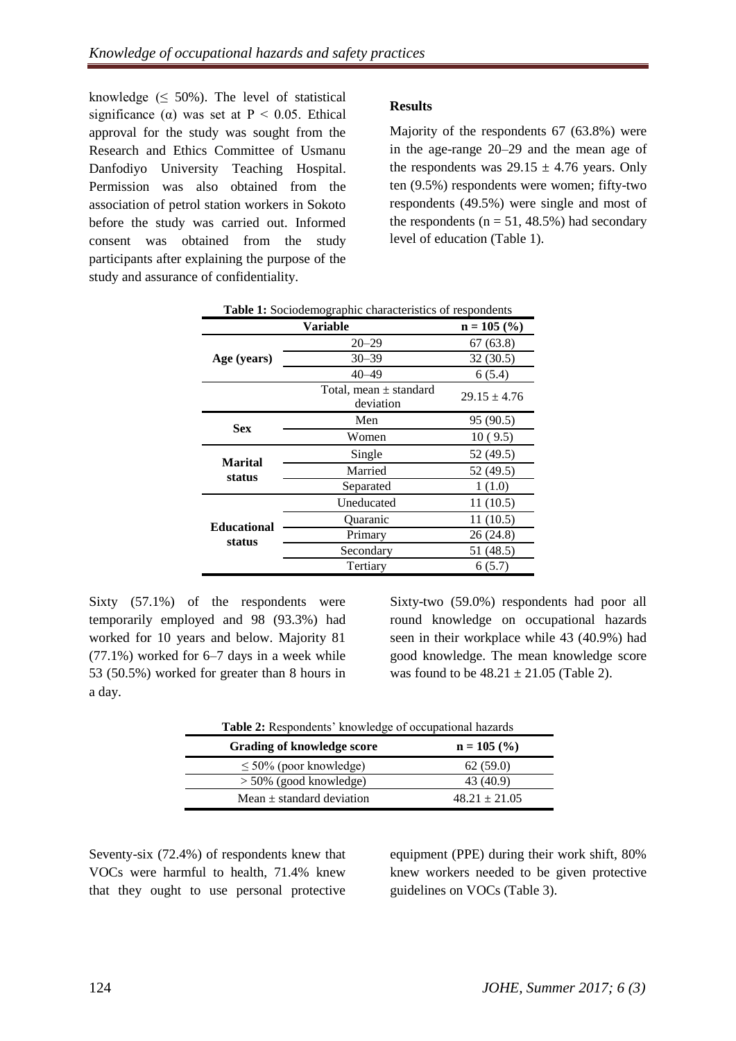knowledge (≤ 50%). The level of statistical significance (α) was set at $P < 0.05$. Ethical approval for the study was sought from the Research and Ethics Committee of Usmanu Danfodiyo University Teaching Hospital. Permission was also obtained from the association of petrol station workers in Sokoto before the study was carried out. Informed consent was obtained from the study participants after explaining the purpose of the study and assurance of confidentiality.

## Results

Majority of the respondents 67 (63.8%) were in the age-range 20–29 and the mean age of the respondents was 29.15 ± 4.76 years. Only ten (9.5%) respondents were women; fifty-two respondents (49.5%) were single and most of the respondents (n = 51, 48.5%) had secondary level of education (Table 1).

**Table 1:** Sociodemographic characteristics of respondents

| Variable | | n = 105 (%) |
|---|---|---|
| Age (years) | 20–29 | 67 (63.8) |
| | 30–39 | 32 (30.5) |
| | 40–49 | 6 (5.4) |
| | Total, mean ± standard deviation | 29.15 ± 4.76 |
| Sex | Men | 95 (90.5) |
| | Women | 10 ( 9.5) |
| Marital status | Single | 52 (49.5) |
| | Married | 52 (49.5) |
| | Separated | 1 (1.0) |
| Educational status | Uneducated | 11 (10.5) |
| | Quaranic | 11 (10.5) |
| | Primary | 26 (24.8) |
| | Secondary | 51 (48.5) |
| | Tertiary | 6 (5.7) |

Sixty (57.1%) of the respondents were temporarily employed and 98 (93.3%) had worked for 10 years and below. Majority 81 (77.1%) worked for 6–7 days in a week while 53 (50.5%) worked for greater than 8 hours in a day.

Sixty-two (59.0%) respondents had poor all round knowledge on occupational hazards seen in their workplace while 43 (40.9%) had good knowledge. The mean knowledge score was found to be 48.21 ± 21.05 (Table 2).

**Table 2:** Respondents' knowledge of occupational hazards

| Grading of knowledge score | n = 105 (%) |
|---|---|
| ≤ 50% (poor knowledge) | 62 (59.0) |
| > 50% (good knowledge) | 43 (40.9) |
| Mean ± standard deviation | 48.21 ± 21.05 |

Seventy-six (72.4%) of respondents knew that VOCs were harmful to health, 71.4% knew that they ought to use personal protective equipment (PPE) during their work shift, 80% knew workers needed to be given protective guidelines on VOCs (Table 3).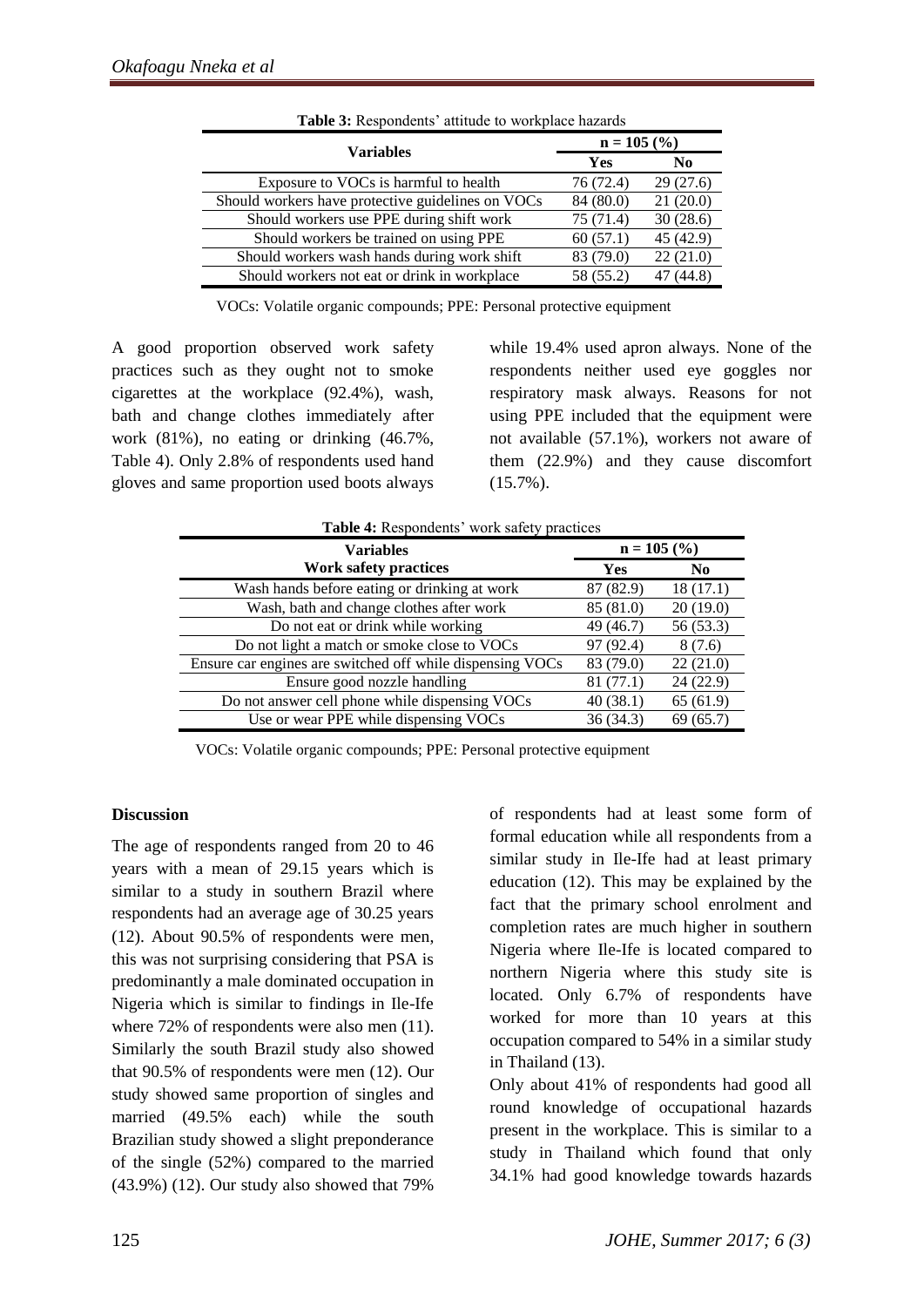**Table 3:** Respondents' attitude to workplace hazards

| Variables | n = 105 (%) | |
|---|---|---|
| | Yes | No |
| Exposure to VOCs is harmful to health | 76 (72.4) | 29 (27.6) |
| Should workers have protective guidelines on VOCs | 84 (80.0) | 21 (20.0) |
| Should workers use PPE during shift work | 75 (71.4) | 30 (28.6) |
| Should workers be trained on using PPE | 60 (57.1) | 45 (42.9) |
| Should workers wash hands during work shift | 83 (79.0) | 22 (21.0) |
| Should workers not eat or drink in workplace | 58 (55.2) | 47 (44.8) |

VOCs: Volatile organic compounds; PPE: Personal protective equipment

A good proportion observed work safety practices such as they ought not to smoke cigarettes at the workplace (92.4%), wash, bath and change clothes immediately after work (81%), no eating or drinking (46.7%, Table 4). Only 2.8% of respondents used hand gloves and same proportion used boots always while 19.4% used apron always. None of the respondents neither used eye goggles nor respiratory mask always. Reasons for not using PPE included that the equipment were not available (57.1%), workers not aware of them (22.9%) and they cause discomfort (15.7%).

**Table 4:** Respondents' work safety practices

| Variables | n = 105 (%) | |
|---|---|---|
| **Work safety practices** | Yes | No |
| Wash hands before eating or drinking at work | 87 (82.9) | 18 (17.1) |
| Wash, bath and change clothes after work | 85 (81.0) | 20 (19.0) |
| Do not eat or drink while working | 49 (46.7) | 56 (53.3) |
| Do not light a match or smoke close to VOCs | 97 (92.4) | 8 (7.6) |
| Ensure car engines are switched off while dispensing VOCs | 83 (79.0) | 22 (21.0) |
| Ensure good nozzle handling | 81 (77.1) | 24 (22.9) |
| Do not answer cell phone while dispensing VOCs | 40 (38.1) | 65 (61.9) |
| Use or wear PPE while dispensing VOCs | 36 (34.3) | 69 (65.7) |

VOCs: Volatile organic compounds; PPE: Personal protective equipment

**Discussion**

The age of respondents ranged from 20 to 46 years with a mean of 29.15 years which is similar to a study in southern Brazil where respondents had an average age of 30.25 years (12). About 90.5% of respondents were men, this was not surprising considering that PSA is predominantly a male dominated occupation in Nigeria which is similar to findings in Ile-Ife where 72% of respondents were also men (11). Similarly the south Brazil study also showed that 90.5% of respondents were men (12). Our study showed same proportion of singles and married (49.5% each) while the south Brazilian study showed a slight preponderance of the single (52%) compared to the married (43.9%) (12). Our study also showed that 79% of respondents had at least some form of formal education while all respondents from a similar study in Ile-Ife had at least primary education (12). This may be explained by the fact that the primary school enrolment and completion rates are much higher in southern Nigeria where Ile-Ife is located compared to northern Nigeria where this study site is located. Only 6.7% of respondents have worked for more than 10 years at this occupation compared to 54% in a similar study in Thailand (13).

Only about 41% of respondents had good all round knowledge of occupational hazards present in the workplace. This is similar to a study in Thailand which found that only 34.1% had good knowledge towards hazards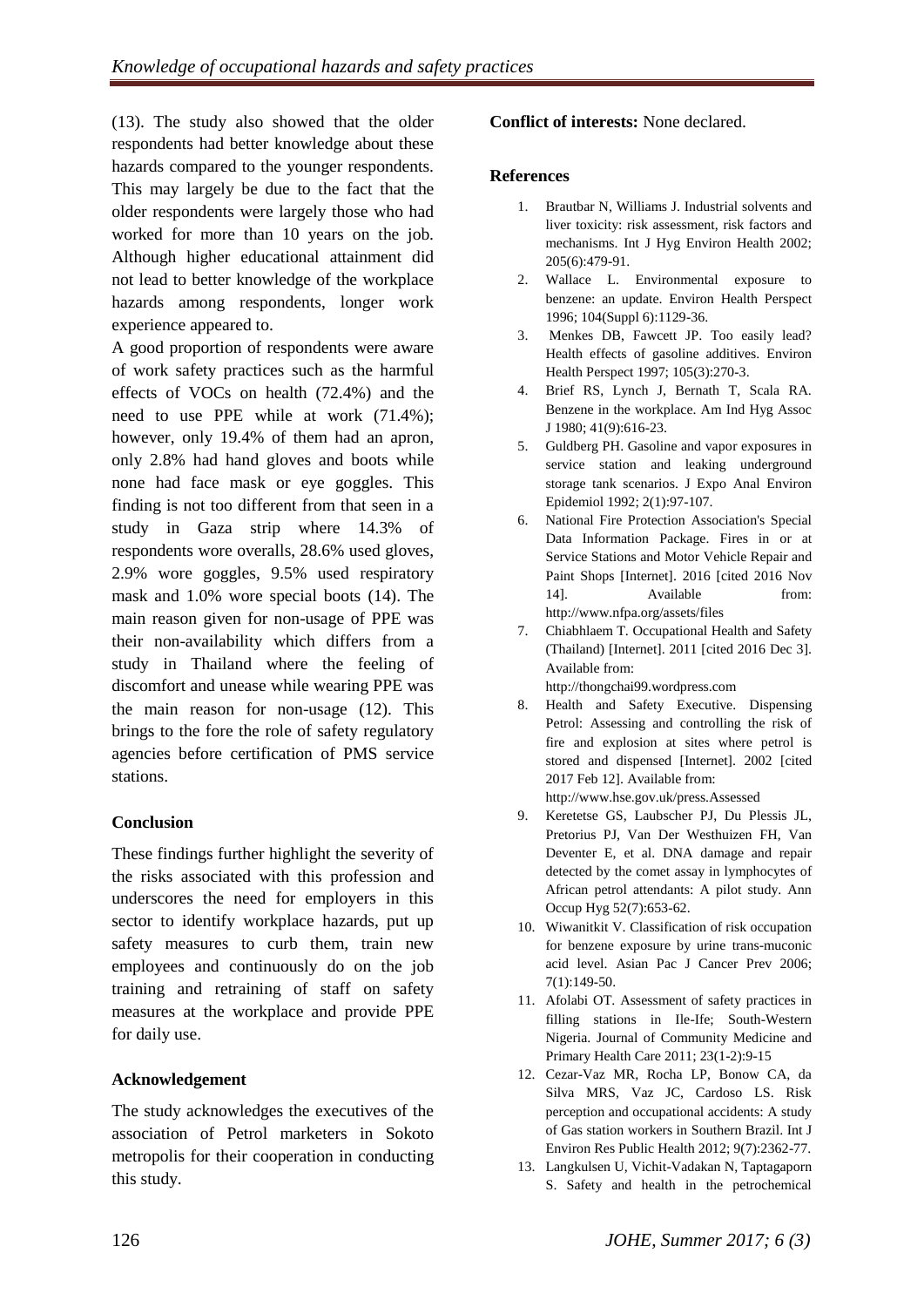(13). The study also showed that the older respondents had better knowledge about these hazards compared to the younger respondents. This may largely be due to the fact that the older respondents were largely those who had worked for more than 10 years on the job. Although higher educational attainment did not lead to better knowledge of the workplace hazards among respondents, longer work experience appeared to.

A good proportion of respondents were aware of work safety practices such as the harmful effects of VOCs on health (72.4%) and the need to use PPE while at work (71.4%); however, only 19.4% of them had an apron, only 2.8% had hand gloves and boots while none had face mask or eye goggles. This finding is not too different from that seen in a study in Gaza strip where 14.3% of respondents wore overalls, 28.6% used gloves, 2.9% wore goggles, 9.5% used respiratory mask and 1.0% wore special boots (14). The main reason given for non-usage of PPE was their non-availability which differs from a study in Thailand where the feeling of discomfort and unease while wearing PPE was the main reason for non-usage (12). This brings to the fore the role of safety regulatory agencies before certification of PMS service stations.

## Conclusion

These findings further highlight the severity of the risks associated with this profession and underscores the need for employers in this sector to identify workplace hazards, put up safety measures to curb them, train new employees and continuously do on the job training and retraining of staff on safety measures at the workplace and provide PPE for daily use.

## Acknowledgement

The study acknowledges the executives of the association of Petrol marketers in Sokoto metropolis for their cooperation in conducting this study.

**Conflict of interests:** None declared.

## References

1. Brautbar N, Williams J. Industrial solvents and liver toxicity: risk assessment, risk factors and mechanisms. Int J Hyg Environ Health 2002; 205(6):479-91.
2. Wallace L. Environmental exposure to benzene: an update. Environ Health Perspect 1996; 104(Suppl 6):1129-36.
3. Menkes DB, Fawcett JP. Too easily lead? Health effects of gasoline additives. Environ Health Perspect 1997; 105(3):270-3.
4. Brief RS, Lynch J, Bernath T, Scala RA. Benzene in the workplace. Am Ind Hyg Assoc J 1980; 41(9):616-23.
5. Guldberg PH. Gasoline and vapor exposures in service station and leaking underground storage tank scenarios. J Expo Anal Environ Epidemiol 1992; 2(1):97-107.
6. National Fire Protection Association's Special Data Information Package. Fires in or at Service Stations and Motor Vehicle Repair and Paint Shops [Internet]. 2016 [cited 2016 Nov 14]. Available from: http://www.nfpa.org/assets/files
7. Chiabhlaem T. Occupational Health and Safety (Thailand) [Internet]. 2011 [cited 2016 Dec 3]. Available from: http://thongchai99.wordpress.com
8. Health and Safety Executive. Dispensing Petrol: Assessing and controlling the risk of fire and explosion at sites where petrol is stored and dispensed [Internet]. 2002 [cited 2017 Feb 12]. Available from: http://www.hse.gov.uk/press.Assessed
9. Keretetse GS, Laubscher PJ, Du Plessis JL, Pretorius PJ, Van Der Westhuizen FH, Van Deventer E, et al. DNA damage and repair detected by the comet assay in lymphocytes of African petrol attendants: A pilot study. Ann Occup Hyg 52(7):653-62.
10. Wiwanitkit V. Classification of risk occupation for benzene exposure by urine trans-muconic acid level. Asian Pac J Cancer Prev 2006; 7(1):149-50.
11. Afolabi OT. Assessment of safety practices in filling stations in Ile-Ife; South-Western Nigeria. Journal of Community Medicine and Primary Health Care 2011; 23(1-2):9-15
12. Cezar-Vaz MR, Rocha LP, Bonow CA, da Silva MRS, Vaz JC, Cardoso LS. Risk perception and occupational accidents: A study of Gas station workers in Southern Brazil. Int J Environ Res Public Health 2012; 9(7):2362-77.
13. Langkulsen U, Vichit-Vadakan N, Taptagaporn S. Safety and health in the petrochemical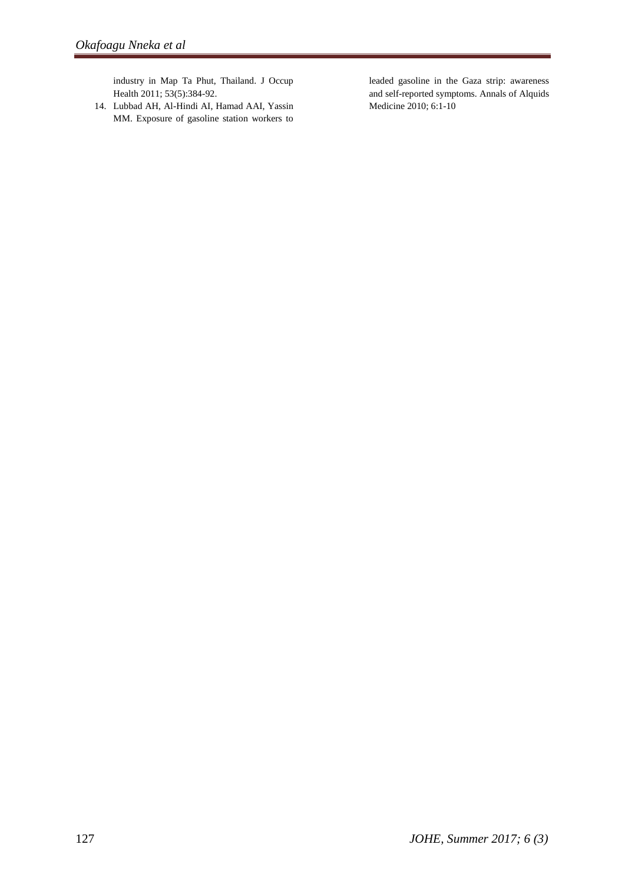industry in Map Ta Phut, Thailand. J Occup Health 2011; 53(5):384-92.

14. Lubbad AH, Al-Hindi AI, Hamad AAI, Yassin MM. Exposure of gasoline station workers to leaded gasoline in the Gaza strip: awareness and self-reported symptoms. Annals of Alquids Medicine 2010; 6:1-10